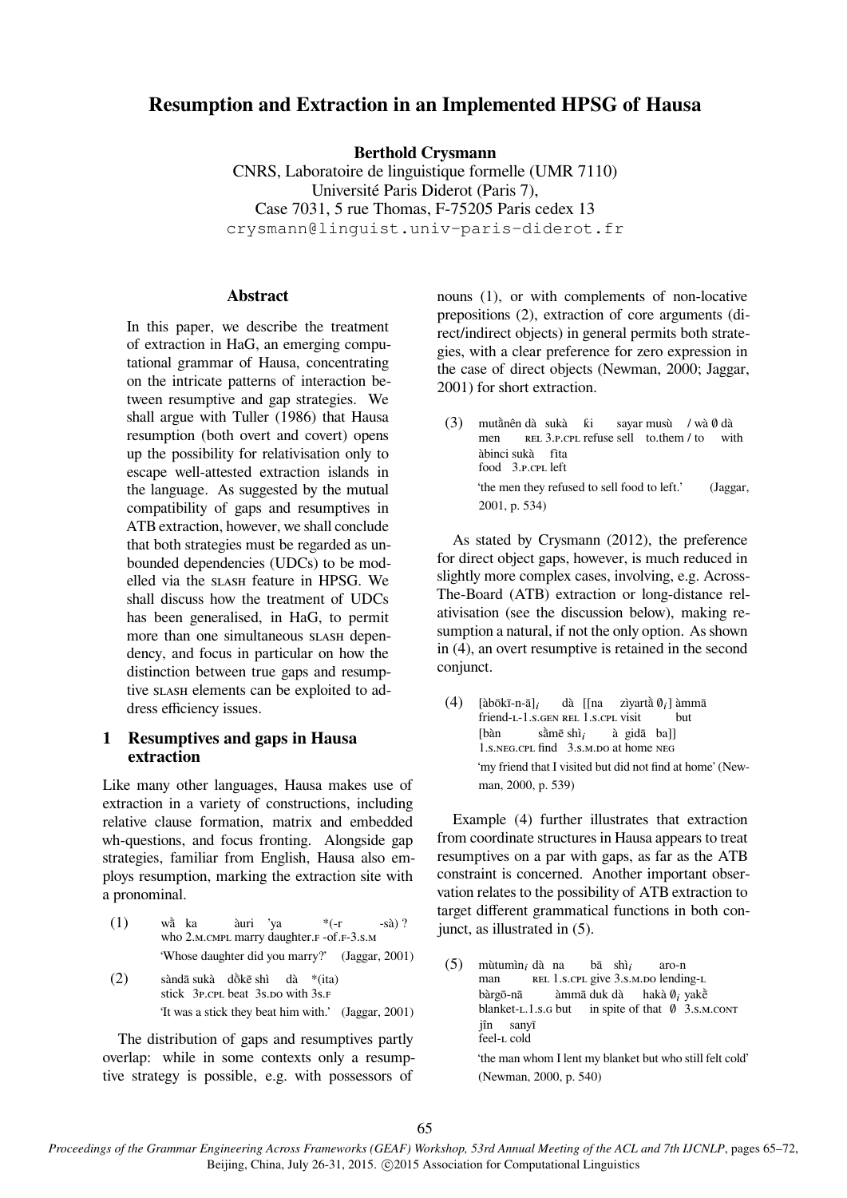# Resumption and Extraction in an Implemented HPSG of Hausa

**Berthold Crysmann**
CNRS, Laboratoire de linguistique formelle (UMR 7110)
Université Paris Diderot (Paris 7),
Case 7031, 5 rue Thomas, F-75205 Paris cedex 13
crysmann@linguist.univ-paris-diderot.fr

## Abstract

In this paper, we describe the treatment of extraction in HaG, an emerging computational grammar of Hausa, concentrating on the intricate patterns of interaction between resumptive and gap strategies. We shall argue with Tuller (1986) that Hausa resumption (both overt and covert) opens up the possibility for relativisation only to escape well-attested extraction islands in the language. As suggested by the mutual compatibility of gaps and resumptives in ATB extraction, however, we shall conclude that both strategies must be regarded as unbounded dependencies (UDCs) to be modelled via the SLASH feature in HPSG. We shall discuss how the treatment of UDCs has been generalised, in HaG, to permit more than one simultaneous SLASH dependency, and focus in particular on how the distinction between true gaps and resumptive SLASH elements can be exploited to address efficiency issues.

## 1 Resumptives and gaps in Hausa extraction

Like many other languages, Hausa makes use of extraction in a variety of constructions, including relative clause formation, matrix and embedded wh-questions, and focus fronting. Alongside gap strategies, familiar from English, Hausa also employs resumption, marking the extraction site with a pronominal.

(1) wā̀ ka àuri 'ya *(-r -sà) ?
who 2.M.CMPL marry daughter.F -of.F-3.S.M
'Whose daughter did you marry?' (Jaggar, 2001)

(2) sàndā sukà dṑkē shì dà *(ita)
stick 3P.CPL beat 3S.DO with 3S.F
'It was a stick they beat him with.' (Jaggar, 2001)

The distribution of gaps and resumptives partly overlap: while in some contexts only a resumptive strategy is possible, e.g. with possessors of nouns (1), or with complements of non-locative prepositions (2), extraction of core arguments (direct/indirect objects) in general permits both strategies, with a clear preference for zero expression in the case of direct objects (Newman, 2000; Jaggar, 2001) for short extraction.

(3) mutā̀nên dà sukà ƙi sayar musù / wà ∅ dà àbinci sukà fìta
men REL 3.P.CPL refuse sell to.them / to with food 3.P.CPL left
'the men they refused to sell food to left.' (Jaggar, 2001, p. 534)

As stated by Crysmann (2012), the preference for direct object gaps, however, is much reduced in slightly more complex cases, involving, e.g. Across-The-Board (ATB) extraction or long-distance relativisation (see the discussion below), making resumption a natural, if not the only option. As shown in (4), an overt resumptive is retained in the second conjunct.

(4) [àbōkī-n-ā]$_i$ dà [[na zìyartā̀ $\emptyset_i$] àmmā [bàn sā̀mē shì$_i$ à gidā ba]]
friend-L-1.S.GEN REL 1.S.CPL visit but 1.S.NEG.CPL find 3.S.M.DO at home NEG
'my friend that I visited but did not find at home' (Newman, 2000, p. 539)

Example (4) further illustrates that extraction from coordinate structures in Hausa appears to treat resumptives on a par with gaps, as far as the ATB constraint is concerned. Another important observation relates to the possibility of ATB extraction to target different grammatical functions in both conjunct, as illustrated in (5).

(5) mùtumìn$_i$ dà na bā shì$_i$ aro-n bàrgō-nā àmmā duk dà hakà $\emptyset_i$ yakḕ jîn sanyī
man REL 1.S.CPL give 3.S.M.DO lending-L blanket-L.1.S.G but in spite of that ∅ 3.S.M.CONT feel-L cold
'the man whom I lent my blanket but who still felt cold' (Newman, 2000, p. 540)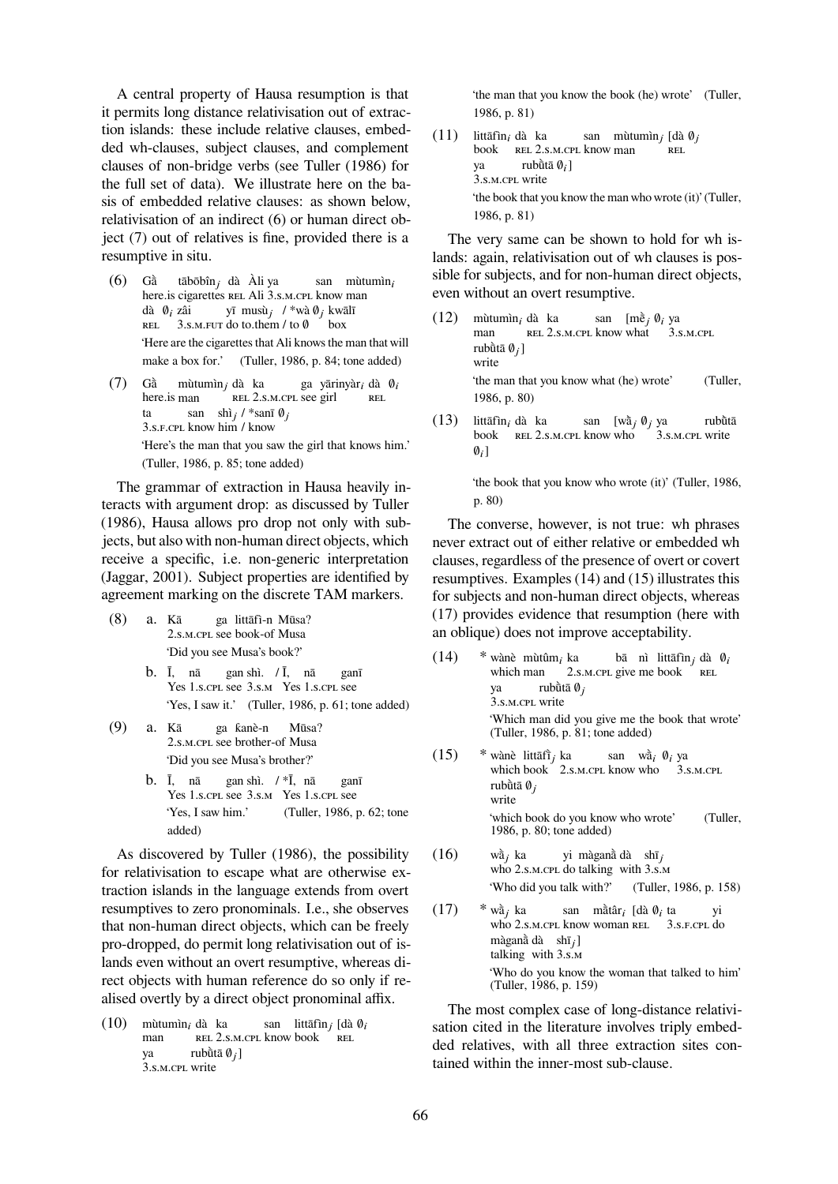A central property of Hausa resumption is that it permits long distance relativisation out of extraction islands: these include relative clauses, embedded wh-clauses, subject clauses, and complement clauses of non-bridge verbs (see Tuller (1986) for the full set of data). We illustrate here on the basis of embedded relative clauses: as shown below, relativisation of an indirect (6) or human direct object (7) out of relatives is fine, provided there is a resumptive in situ.

(6) Gā̀ tābōbîn$_j$ dà Àli ya san mùtumìn$_i$
here.is cigarettes REL Ali 3.S.M.CPL know man
dà ∅$_i$ zâi yī musù$_j$ / *wà ∅$_j$ kwālī
REL 3.S.M.FUT do to.them / to ∅ box
'Here are the cigarettes that Ali knows the man that will make a box for.' (Tuller, 1986, p. 84; tone added)

(7) Gā̀ mùtumìn$_j$ dà ka ga yārinyàr$_i$ dà ∅$_i$
here.is man REL 2.S.M.CPL see girl REL
ta san shì$_j$ / *sanī ∅$_j$
3.S.F.CPL know him / know
'Here's the man that you saw the girl that knows him.' (Tuller, 1986, p. 85; tone added)

The grammar of extraction in Hausa heavily interacts with argument drop: as discussed by Tuller (1986), Hausa allows pro drop not only with subjects, but also with non-human direct objects, which receive a specific, i.e. non-generic interpretation (Jaggar, 2001). Subject properties are identified by agreement marking on the discrete TAM markers.

(8) a. Kā ga littāfì-n Mūsa?
2.S.M.CPL see book-of Musa
'Did you see Musa's book?'

b. Ī, nā gan shì. / Ī, nā ganī
Yes 1.S.CPL see 3.S.M Yes 1.S.CPL see
'Yes, I saw it.' (Tuller, 1986, p. 61; tone added)

(9) a. Kā ga ƙanè-n Mūsa?
2.S.M.CPL see brother-of Musa
'Did you see Musa's brother?'

b. Ī, nā gan shì. / *Ī, nā ganī
Yes 1.S.CPL see 3.S.M Yes 1.S.CPL see
'Yes, I saw him.' (Tuller, 1986, p. 62; tone added)

As discovered by Tuller (1986), the possibility for relativisation to escape what are otherwise extraction islands in the language extends from overt resumptives to zero pronominals. I.e., she observes that non-human direct objects, which can be freely pro-dropped, do permit long relativisation out of islands even without an overt resumptive, whereas direct objects with human reference do so only if realised overtly by a direct object pronominal affix.

(10) mùtumìn$_i$ dà ka san littāfìn$_j$ [dà ∅$_i$
man REL 2.S.M.CPL know book REL
ya rubù̀tā ∅$_j$]
3.S.M.CPL write
'the man that you know the book (he) wrote' (Tuller, 1986, p. 81)

(11) littāfìn$_i$ dà ka san mùtumìn$_j$ [dà ∅$_j$
book REL 2.S.M.CPL know man REL
ya rubù̀tā ∅$_i$]
3.S.M.CPL write
'the book that you know the man who wrote (it)' (Tuller, 1986, p. 81)

The very same can be shown to hold for wh islands: again, relativisation out of wh clauses is possible for subjects, and for non-human direct objects, even without an overt resumptive.

(12) mùtumìn$_i$ dà ka san [mḕ$_j$ ∅$_i$ ya
man REL 2.S.M.CPL know what 3.S.M.CPL
rubù̀tā ∅$_j$]
write
'the man that you know what (he) wrote' (Tuller, 1986, p. 80)

(13) littāfìn$_i$ dà ka san [wā̀$_j$ ∅$_j$ ya rubù̀tā
book REL 2.S.M.CPL know who 3.S.M.CPL write
∅$_i$]
'the book that you know who wrote (it)' (Tuller, 1986, p. 80)

The converse, however, is not true: wh phrases never extract out of either relative or embedded wh clauses, regardless of the presence of overt or covert resumptives. Examples (14) and (15) illustrates this for subjects and non-human direct objects, whereas (17) provides evidence that resumption (here with an oblique) does not improve acceptability.

(14) * wànè mùtûm$_i$ ka bā nì littāfìn$_j$ dà ∅$_i$
which man 2.S.M.CPL give me book REL
ya rubù̀tā ∅$_j$
3.S.M.CPL write
'Which man did you give me the book that wrote' (Tuller, 1986, p. 81; tone added)

(15) * wànè littāfì̀$_j$ ka san wā̀$_i$ ∅$_i$ ya
which book 2.S.M.CPL know who 3.S.M.CPL
rubù̀tā ∅$_j$
write
'which book do you know who wrote' (Tuller, 1986, p. 80; tone added)

(16) wā̀$_j$ ka yi màganā̀ dà shī$_j$
who 2.S.M.CPL do talking with 3.S.M
'Who did you talk with?' (Tuller, 1986, p. 158)

(17) * wā̀$_j$ ka san mā̀târ$_i$ [dà ∅$_i$ ta yi
who 2.S.M.CPL know woman REL 3.S.F.CPL do
màganā̀ dà shī$_j$]
talking with 3.S.M
'Who do you know the woman that talked to him' (Tuller, 1986, p. 159)

The most complex case of long-distance relativisation cited in the literature involves triply embedded relatives, with all three extraction sites contained within the inner-most sub-clause.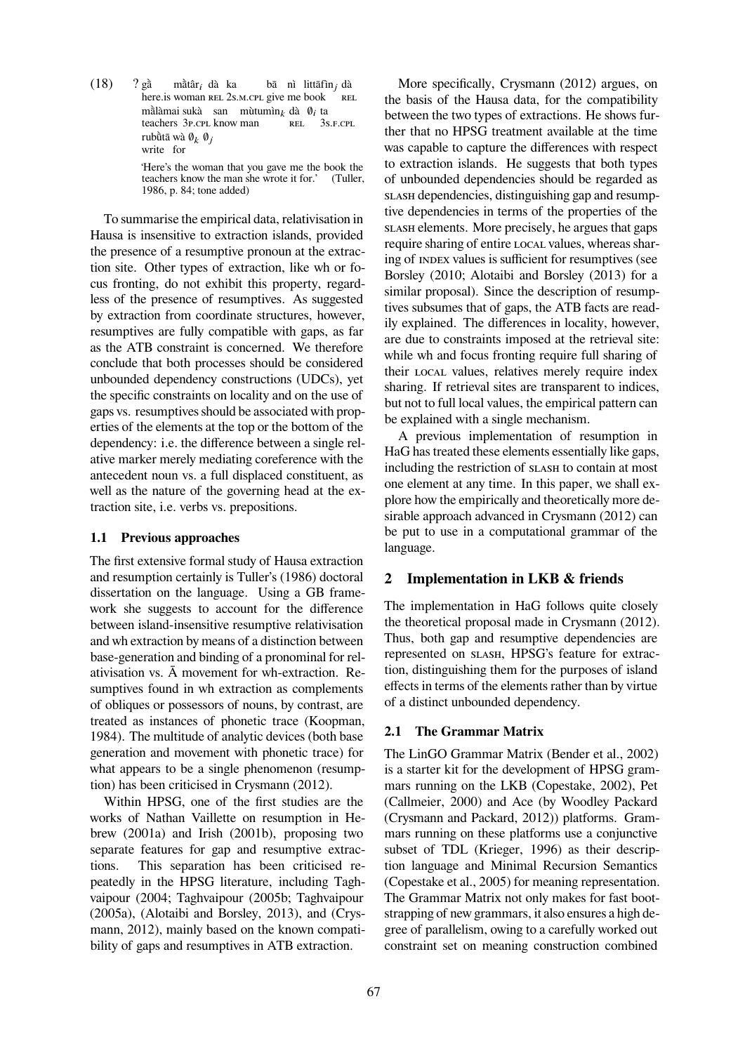(18) ? gà̀ mā̀târ$_i$ dà ka bā nì littāfìn$_j$ dà
here.is woman REL 2S.M.CPL give me book REL
mā̀lā̀mai sukà san mùtumìn$_k$ dà $\emptyset_i$ ta
teachers 3P.CPL know man REL 3S.F.CPL
rubū̀tā wà $\emptyset_k$ $\emptyset_j$
write for

'Here's the woman that you gave me the book the teachers know the man she wrote it for.' (Tuller, 1986, p. 84; tone added)

To summarise the empirical data, relativisation in Hausa is insensitive to extraction islands, provided the presence of a resumptive pronoun at the extraction site. Other types of extraction, like wh or focus fronting, do not exhibit this property, regardless of the presence of resumptives. As suggested by extraction from coordinate structures, however, resumptives are fully compatible with gaps, as far as the ATB constraint is concerned. We therefore conclude that both processes should be considered unbounded dependency constructions (UDCs), yet the specific constraints on locality and on the use of gaps vs. resumptives should be associated with properties of the elements at the top or the bottom of the dependency: i.e. the difference between a single relative marker merely mediating coreference with the antecedent noun vs. a full displaced constituent, as well as the nature of the governing head at the extraction site, i.e. verbs vs. prepositions.

### 1.1 Previous approaches

The first extensive formal study of Hausa extraction and resumption certainly is Tuller's (1986) doctoral dissertation on the language. Using a GB framework she suggests to account for the difference between island-insensitive resumptive relativisation and wh extraction by means of a distinction between base-generation and binding of a pronominal for relativisation vs. Ā movement for wh-extraction. Resumptives found in wh extraction as complements of obliques or possessors of nouns, by contrast, are treated as instances of phonetic trace (Koopman, 1984). The multitude of analytic devices (both base generation and movement with phonetic trace) for what appears to be a single phenomenon (resumption) has been criticised in Crysmann (2012).

Within HPSG, one of the first studies are the works of Nathan Vaillette on resumption in Hebrew (2001a) and Irish (2001b), proposing two separate features for gap and resumptive extractions. This separation has been criticised repeatedly in the HPSG literature, including Taghvaipour (2004; Taghvaipour (2005b; Taghvaipour (2005a), (Alotaibi and Borsley, 2013), and (Crysmann, 2012), mainly based on the known compatibility of gaps and resumptives in ATB extraction.

More specifically, Crysmann (2012) argues, on the basis of the Hausa data, for the compatibility between the two types of extractions. He shows further that no HPSG treatment available at the time was capable to capture the differences with respect to extraction islands. He suggests that both types of unbounded dependencies should be regarded as SLASH dependencies, distinguishing gap and resumptive dependencies in terms of the properties of the SLASH elements. More precisely, he argues that gaps require sharing of entire LOCAL values, whereas sharing of INDEX values is sufficient for resumptives (see Borsley (2010; Alotaibi and Borsley (2013) for a similar proposal). Since the description of resumptives subsumes that of gaps, the ATB facts are readily explained. The differences in locality, however, are due to constraints imposed at the retrieval site: while wh and focus fronting require full sharing of their LOCAL values, relatives merely require index sharing. If retrieval sites are transparent to indices, but not to full local values, the empirical pattern can be explained with a single mechanism.

A previous implementation of resumption in HaG has treated these elements essentially like gaps, including the restriction of SLASH to contain at most one element at any time. In this paper, we shall explore how the empirically and theoretically more desirable approach advanced in Crysmann (2012) can be put to use in a computational grammar of the language.

## 2 Implementation in LKB & friends

The implementation in HaG follows quite closely the theoretical proposal made in Crysmann (2012). Thus, both gap and resumptive dependencies are represented on SLASH, HPSG's feature for extraction, distinguishing them for the purposes of island effects in terms of the elements rather than by virtue of a distinct unbounded dependency.

### 2.1 The Grammar Matrix

The LinGO Grammar Matrix (Bender et al., 2002) is a starter kit for the development of HPSG grammars running on the LKB (Copestake, 2002), Pet (Callmeier, 2000) and Ace (by Woodley Packard (Crysmann and Packard, 2012)) platforms. Grammars running on these platforms use a conjunctive subset of TDL (Krieger, 1996) as their description language and Minimal Recursion Semantics (Copestake et al., 2005) for meaning representation. The Grammar Matrix not only makes for fast bootstrapping of new grammars, it also ensures a high degree of parallelism, owing to a carefully worked out constraint set on meaning construction combined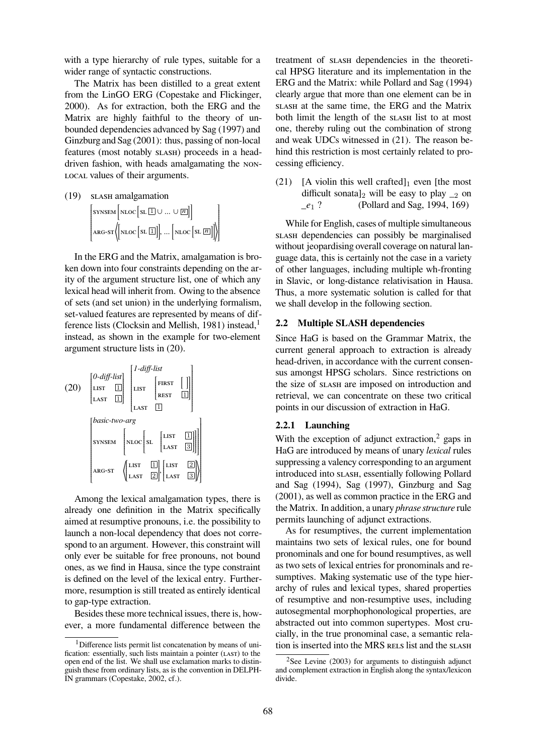with a type hierarchy of rule types, suitable for a wider range of syntactic constructions.

The Matrix has been distilled to a great extent from the LinGO ERG (Copestake and Flickinger, 2000). As for extraction, both the ERG and the Matrix are highly faithful to the theory of unbounded dependencies advanced by Sag (1997) and Ginzburg and Sag (2001): thus, passing of non-local features (most notably SLASH) proceeds in a head-driven fashion, with heads amalgamating the NON-LOCAL values of their arguments.

(19) SLASH amalgamation

$$\begin{bmatrix} \text{SYNSEM} \left[\text{NLOC}\left[\text{SL } \boxed{1} \cup \ldots \cup \boxed{n}\right]\right] \\ \text{ARG-ST} \left\langle \left[\text{NLOC}\left[\text{SL } \boxed{1}\right]\right], \ldots \left[\text{NLOC}\left[\text{SL } \boxed{n}\right]\right] \right\rangle \end{bmatrix}$$

In the ERG and the Matrix, amalgamation is broken down into four constraints depending on the arity of the argument structure list, one of which any lexical head will inherit from. Owing to the absence of sets (and set union) in the underlying formalism, set-valued features are represented by means of difference lists (Clocksin and Mellish, 1981) instead,[1] instead, as shown in the example for two-element argument structure lists in (20).

(20)

$$\begin{bmatrix} \textit{0-diff-list} \\ \text{LIST} & \boxed{1} \\ \text{LAST} & \boxed{1} \end{bmatrix} \quad \begin{bmatrix} \textit{1-diff-list} \\ \text{LIST} & \begin{bmatrix} \text{FIRST} & [\ ] \\ \text{REST} & \boxed{1} \end{bmatrix} \\ \text{LAST} & \boxed{1} \end{bmatrix}$$

$$\begin{bmatrix} \textit{basic-two-arg} \\ \text{SYNSEM} & \left[\text{NLOC}\left[\text{SL} \begin{bmatrix} \text{LIST} & \boxed{1} \\ \text{LAST} & \boxed{3} \end{bmatrix}\right]\right] \\ \text{ARG-ST} & \left\langle \begin{bmatrix} \text{LIST} & \boxed{1} \\ \text{LAST} & \boxed{2} \end{bmatrix}, \begin{bmatrix} \text{LIST} & \boxed{2} \\ \text{LAST} & \boxed{3} \end{bmatrix} \right\rangle \end{bmatrix}$$

Among the lexical amalgamation types, there is already one definition in the Matrix specifically aimed at resumptive pronouns, i.e. the possibility to launch a non-local dependency that does not correspond to an argument. However, this constraint will only ever be suitable for free pronouns, not bound ones, as we find in Hausa, since the type constraint is defined on the level of the lexical entry. Furthermore, resumption is still treated as entirely identical to gap-type extraction.

Besides these more technical issues, there is, however, a more fundamental difference between the treatment of SLASH dependencies in the theoretical HPSG literature and its implementation in the ERG and the Matrix: while Pollard and Sag (1994) clearly argue that more than one element can be in SLASH at the same time, the ERG and the Matrix both limit the length of the SLASH list to at most one, thereby ruling out the combination of strong and weak UDCs witnessed in (21). The reason behind this restriction is most certainly related to processing efficiency.

(21) [A violin this well crafted]$_1$ even [the most difficult sonata]$_2$ will be easy to play $\_{2}$ on $\_e_1$ ? (Pollard and Sag, 1994, 169)

While for English, cases of multiple simultaneous SLASH dependencies can possibly be marginalised without jeopardising overall coverage on natural language data, this is certainly not the case in a variety of other languages, including multiple wh-fronting in Slavic, or long-distance relativisation in Hausa. Thus, a more systematic solution is called for that we shall develop in the following section.

## 2.2 Multiple SLASH dependencies

Since HaG is based on the Grammar Matrix, the current general approach to extraction is already head-driven, in accordance with the current consensus amongst HPSG scholars. Since restrictions on the size of SLASH are imposed on introduction and retrieval, we can concentrate on these two critical points in our discussion of extraction in HaG.

### 2.2.1 Launching

With the exception of adjunct extraction,[2] gaps in HaG are introduced by means of unary *lexical* rules suppressing a valency corresponding to an argument introduced into SLASH, essentially following Pollard and Sag (1994), Sag (1997), Ginzburg and Sag (2001), as well as common practice in the ERG and the Matrix. In addition, a unary *phrase structure* rule permits launching of adjunct extractions.

As for resumptives, the current implementation maintains two sets of lexical rules, one for bound pronominals and one for bound resumptives, as well as two sets of lexical entries for pronominals and resumptives. Making systematic use of the type hierarchy of rules and lexical types, shared properties of resumptive and non-resumptive uses, including autosegmental morphophonological properties, are abstracted out into common supertypes. Most crucially, in the true pronominal case, a semantic relation is inserted into the MRS RELS list and the SLASH

---

[1] Difference lists permit list concatenation by means of unification: essentially, such lists maintain a pointer (LAST) to the open end of the list. We shall use exclamation marks to distinguish these from ordinary lists, as is the convention in DELPH-IN grammars (Copestake, 2002, cf.).

[2] See Levine (2003) for arguments to distinguish adjunct and complement extraction in English along the syntax/lexicon divide.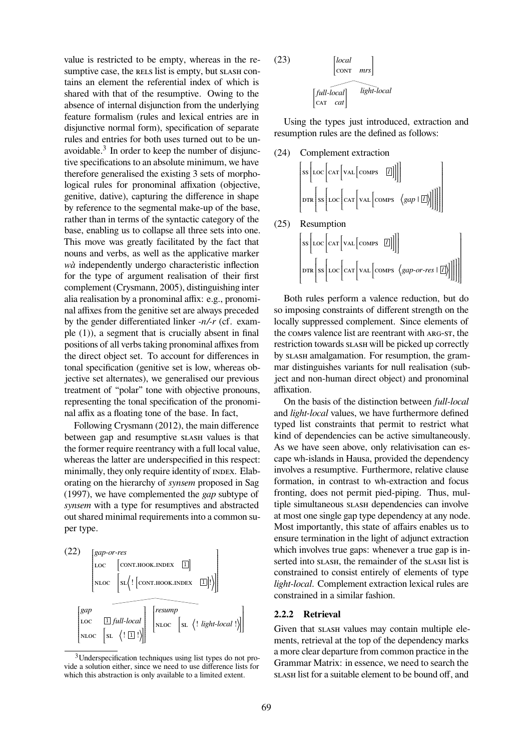value is restricted to be empty, whereas in the resumptive case, the RELS list is empty, but SLASH contains an element the referential index of which is shared with that of the resumptive. Owing to the absence of internal disjunction from the underlying feature formalism (rules and lexical entries are in disjunctive normal form), specification of separate rules and entries for both uses turned out to be unavoidable.[3] In order to keep the number of disjunctive specifications to an absolute minimum, we have therefore generalised the existing 3 sets of morphological rules for pronominal affixation (objective, genitive, dative), capturing the difference in shape by reference to the segmental make-up of the base, rather than in terms of the syntactic category of the base, enabling us to collapse all three sets into one. This move was greatly facilitated by the fact that nouns and verbs, as well as the applicative marker *wà* independently undergo characteristic inflection for the type of argument realisation of their first complement (Crysmann, 2005), distinguishing inter alia realisation by a pronominal affix: e.g., pronominal affixes from the genitive set are always preceded by the gender differentiated linker *-n/-r* (cf. example (1)), a segment that is crucially absent in final positions of all verbs taking pronominal affixes from the direct object set. To account for differences in tonal specification (genitive set is low, whereas objective set alternates), we generalised our previous treatment of "polar" tone with objective pronouns, representing the tonal specification of the pronominal affix as a floating tone of the base. In fact,

Following Crysmann (2012), the main difference between gap and resumptive SLASH values is that the former require reentrancy with a full local value, whereas the latter are underspecified in this respect: minimally, they only require identity of INDEX. Elaborating on the hierarchy of *synsem* proposed in Sag (1997), we have complemented the *gap* subtype of *synsem* with a type for resumptives and abstracted out shared minimal requirements into a common super type.

(22)
$$\begin{bmatrix} \textit{gap-or-res} \\ \text{LOC} \quad \begin{bmatrix} \text{CONT.HOOK.INDEX} \quad \boxed{1} \end{bmatrix} \\ \text{NLOC} \quad \begin{bmatrix} \text{SL} \left\langle ! \begin{bmatrix} \text{CONT.HOOK.INDEX} \quad \boxed{1} \end{bmatrix} ! \right\rangle \end{bmatrix} \end{bmatrix}$$

subtypes:

$$\begin{bmatrix} \textit{gap} \\ \text{LOC} \quad \boxed{1}\ \textit{full-local} \\ \text{NLOC} \quad \begin{bmatrix} \text{SL} \left\langle ! \boxed{1} ! \right\rangle \end{bmatrix} \end{bmatrix} \qquad \begin{bmatrix} \textit{resump} \\ \text{NLOC} \quad \begin{bmatrix} \text{SL} \left\langle ! \textit{ light-local } ! \right\rangle \end{bmatrix} \end{bmatrix}$$

(23)
$$\begin{bmatrix} \textit{local} \\ \text{CONT} \quad \textit{mrs} \end{bmatrix}$$

subtypes:

$$\begin{bmatrix} \textit{full-local} \\ \text{CAT} \quad \textit{cat} \end{bmatrix} \qquad \textit{light-local}$$

Using the types just introduced, extraction and resumption rules are the defined as follows:

(24) Complement extraction
$$\begin{bmatrix} \text{SS} \begin{bmatrix} \text{LOC} \begin{bmatrix} \text{CAT} \begin{bmatrix} \text{VAL} \begin{bmatrix} \text{COMPS} \quad \boxed{l} \end{bmatrix} \end{bmatrix} \end{bmatrix} \end{bmatrix} \\ \text{DTR} \begin{bmatrix} \text{SS} \begin{bmatrix} \text{LOC} \begin{bmatrix} \text{CAT} \begin{bmatrix} \text{VAL} \begin{bmatrix} \text{COMPS} \quad \left\langle \textit{gap} \mid \boxed{l} \right\rangle \end{bmatrix} \end{bmatrix} \end{bmatrix} \end{bmatrix} \end{bmatrix} \end{bmatrix}$$

(25) Resumption
$$\begin{bmatrix} \text{SS} \begin{bmatrix} \text{LOC} \begin{bmatrix} \text{CAT} \begin{bmatrix} \text{VAL} \begin{bmatrix} \text{COMPS} \quad \boxed{l} \end{bmatrix} \end{bmatrix} \end{bmatrix} \end{bmatrix} \\ \text{DTR} \begin{bmatrix} \text{SS} \begin{bmatrix} \text{LOC} \begin{bmatrix} \text{CAT} \begin{bmatrix} \text{VAL} \begin{bmatrix} \text{COMPS} \quad \left\langle \textit{gap-or-res} \mid \boxed{l} \right\rangle \end{bmatrix} \end{bmatrix} \end{bmatrix} \end{bmatrix} \end{bmatrix} \end{bmatrix}$$

Both rules perform a valence reduction, but do so imposing constraints of different strength on the locally suppressed complement. Since elements of the COMPS valence list are reentrant with ARG-ST, the restriction towards SLASH will be picked up correctly by SLASH amalgamation. For resumption, the grammar distinguishes variants for null realisation (subject and non-human direct object) and pronominal affixation.

On the basis of the distinction between *full-local* and *light-local* values, we have furthermore defined typed list constraints that permit to restrict what kind of dependencies can be active simultaneously. As we have seen above, only relativisation can escape wh-islands in Hausa, provided the dependency involves a resumptive. Furthermore, relative clause formation, in contrast to wh-extraction and focus fronting, does not permit pied-piping. Thus, multiple simultaneous SLASH dependencies can involve at most one single gap type dependency at any node. Most importantly, this state of affairs enables us to ensure termination in the light of adjunct extraction which involves true gaps: whenever a true gap is inserted into SLASH, the remainder of the SLASH list is constrained to consist entirely of elements of type *light-local*. Complement extraction lexical rules are constrained in a similar fashion.

### 2.2.2 Retrieval

Given that SLASH values may contain multiple elements, retrieval at the top of the dependency marks a more clear departure from common practice in the Grammar Matrix: in essence, we need to search the SLASH list for a suitable element to be bound off, and

[3] Underspecification techniques using list types do not provide a solution either, since we need to use difference lists for which this abstraction is only available to a limited extent.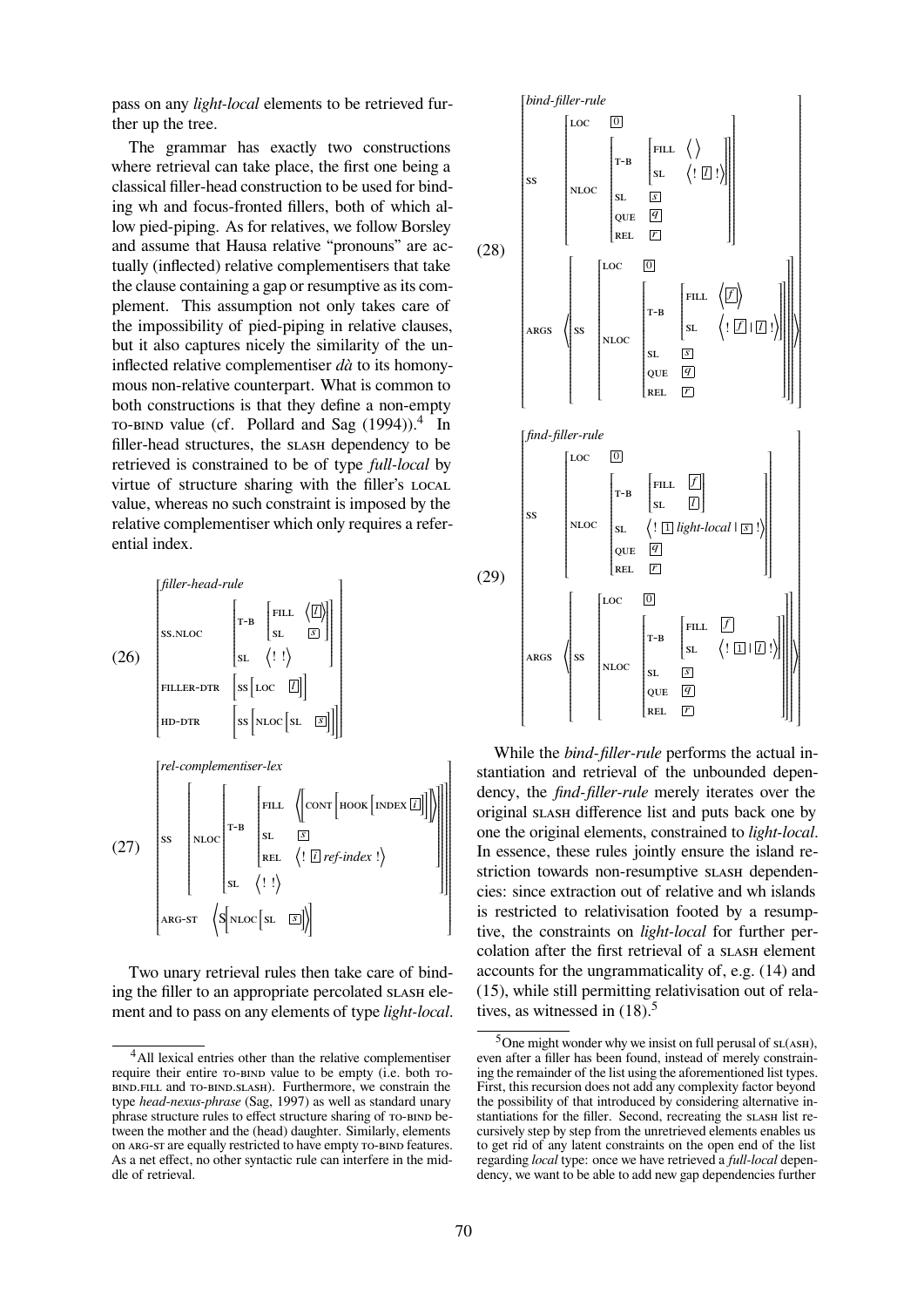pass on any *light-local* elements to be retrieved further up the tree.

The grammar has exactly two constructions where retrieval can take place, the first one being a classical filler-head construction to be used for binding wh and focus-fronted fillers, both of which allow pied-piping. As for relatives, we follow Borsley and assume that Hausa relative "pronouns" are actually (inflected) relative complementisers that take the clause containing a gap or resumptive as its complement. This assumption not only takes care of the impossibility of pied-piping in relative clauses, but it also captures nicely the similarity of the uninflected relative complementiser *dà* to its homonymous non-relative counterpart. What is common to both constructions is that they define a non-empty TO-BIND value (cf. Pollard and Sag (1994)).[4] In filler-head structures, the SLASH dependency to be retrieved is constrained to be of type *full-local* by virtue of structure sharing with the filler's LOCAL value, whereas no such constraint is imposed by the relative complementiser which only requires a referential index.

(26)
$$\begin{bmatrix} \textit{filler-head-rule} \\ \text{SS.NLOC} \begin{bmatrix} \text{T-B} \begin{bmatrix} \text{FILL} & \langle \boxed{l} \rangle \\ \text{SL} & \boxed{s} \end{bmatrix} \\ \text{SL} \quad \langle ! \ ! \rangle \end{bmatrix} \\ \text{FILLER-DTR} \quad \begin{bmatrix} \text{SS} \begin{bmatrix} \text{LOC} & \boxed{l} \end{bmatrix} \end{bmatrix} \\ \text{HD-DTR} \quad \begin{bmatrix} \text{SS} \begin{bmatrix} \text{NLOC} \begin{bmatrix} \text{SL} & \boxed{s} \end{bmatrix} \end{bmatrix} \end{bmatrix} \end{bmatrix}$$

(27)
$$\begin{bmatrix} \textit{rel-complementiser-lex} \\ \text{SS} \begin{bmatrix} \text{NLOC} \begin{bmatrix} \text{T-B} \begin{bmatrix} \text{FILL} & \left\langle \begin{bmatrix} \text{CONT} \begin{bmatrix} \text{HOOK} \begin{bmatrix} \text{INDEX} \ \boxed{i} \end{bmatrix} \end{bmatrix} \end{bmatrix} \right\rangle \\ \text{SL} & \boxed{s} \\ \text{REL} & \langle ! \ \boxed{i} \ \textit{ref-index} \ ! \rangle \end{bmatrix} \\ \text{SL} \quad \langle ! \ ! \rangle \end{bmatrix} \end{bmatrix} \\ \text{ARG-ST} \quad \left\langle \text{S} \begin{bmatrix} \text{NLOC} \begin{bmatrix} \text{SL} & \boxed{s} \end{bmatrix} \end{bmatrix} \right\rangle \end{bmatrix}$$

Two unary retrieval rules then take care of binding the filler to an appropriate percolated SLASH element and to pass on any elements of type *light-local*.

(28)
$$\begin{bmatrix} \textit{bind-filler-rule} \\ \text{SS} \begin{bmatrix} \text{LOC} & \boxed{0} \\ \text{NLOC} \begin{bmatrix} \text{T-B} \begin{bmatrix} \text{FILL} & \langle \rangle \\ \text{SL} & \langle ! \ \boxed{l} \ ! \rangle \end{bmatrix} \\ \text{SL} & \boxed{s} \\ \text{QUE} & \boxed{q} \\ \text{REL} & \boxed{r} \end{bmatrix} \end{bmatrix} \\ \text{ARGS} \left\langle \begin{bmatrix} \text{SS} \begin{bmatrix} \text{LOC} & \boxed{0} \\ \text{NLOC} \begin{bmatrix} \text{T-B} \begin{bmatrix} \text{FILL} & \langle \boxed{f} \rangle \\ \text{SL} & \langle ! \ \boxed{f} \mid \boxed{l} \ ! \rangle \end{bmatrix} \\ \text{SL} & \boxed{s} \\ \text{QUE} & \boxed{q} \\ \text{REL} & \boxed{r} \end{bmatrix} \end{bmatrix} \end{bmatrix} \right\rangle \end{bmatrix}$$

(29)
$$\begin{bmatrix} \textit{find-filler-rule} \\ \text{SS} \begin{bmatrix} \text{LOC} & \boxed{0} \\ \text{NLOC} \begin{bmatrix} \text{T-B} \begin{bmatrix} \text{FILL} & \boxed{f} \\ \text{SL} & \boxed{l} \end{bmatrix} \\ \text{SL} & \langle ! \ \boxed{1} \ \textit{light-local} \mid \boxed{s} \ ! \rangle \\ \text{QUE} & \boxed{q} \\ \text{REL} & \boxed{r} \end{bmatrix} \end{bmatrix} \\ \text{ARGS} \left\langle \begin{bmatrix} \text{SS} \begin{bmatrix} \text{LOC} & \boxed{0} \\ \text{NLOC} \begin{bmatrix} \text{T-B} \begin{bmatrix} \text{FILL} & \boxed{f} \\ \text{SL} & \langle ! \ \boxed{1} \mid \boxed{l} \ ! \rangle \end{bmatrix} \\ \text{SL} & \boxed{s} \\ \text{QUE} & \boxed{q} \\ \text{REL} & \boxed{r} \end{bmatrix} \end{bmatrix} \end{bmatrix} \right\rangle \end{bmatrix}$$

While the *bind-filler-rule* performs the actual instantiation and retrieval of the unbounded dependency, the *find-filler-rule* merely iterates over the original SLASH difference list and puts back one by one the original elements, constrained to *light-local*. In essence, these rules jointly ensure the island restriction towards non-resumptive SLASH dependencies: since extraction out of relative and wh islands is restricted to relativisation footed by a resumptive, the constraints on *light-local* for further percolation after the first retrieval of a SLASH element accounts for the ungrammaticality of, e.g. (14) and (15), while still permitting relativisation out of relatives, as witnessed in (18).[5]

---

[4] All lexical entries other than the relative complementiser require their entire TO-BIND value to be empty (i.e. both TO-BIND.FILL and TO-BIND.SLASH). Furthermore, we constrain the type *head-nexus-phrase* (Sag, 1997) as well as standard unary phrase structure rules to effect structure sharing of TO-BIND between the mother and the (head) daughter. Similarly, elements on ARG-ST are equally restricted to have empty TO-BIND features. As a net effect, no other syntactic rule can interfere in the middle of retrieval.

[5] One might wonder why we insist on full perusal of SL(ASH), even after a filler has been found, instead of merely constraining the remainder of the list using the aforementioned list types. First, this recursion does not add any complexity factor beyond the possibility of that introduced by considering alternative instantiations for the filler. Second, recreating the SLASH list recursively step by step from the unretrieved elements enables us to get rid of any latent constraints on the open end of the list regarding *local* type: once we have retrieved a *full-local* dependency, we want to be able to add new gap dependencies further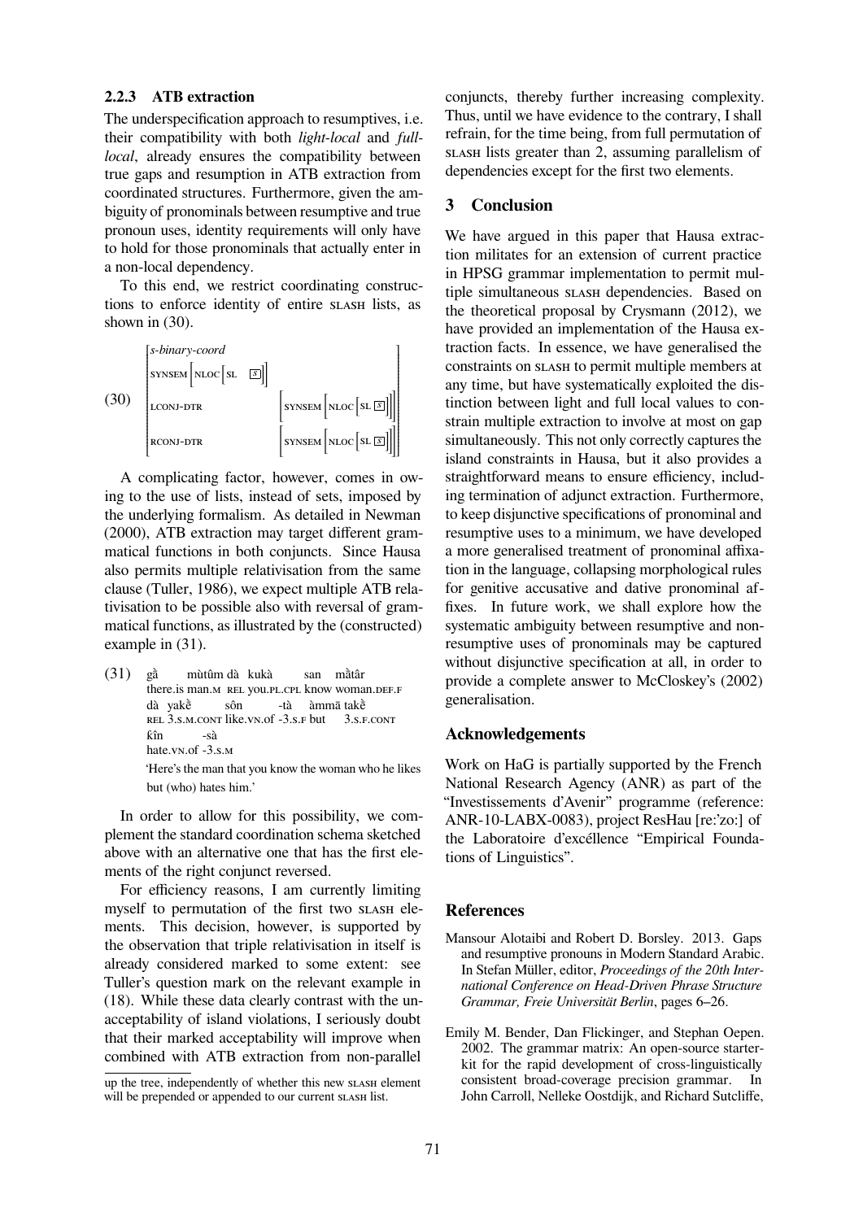### 2.2.3 ATB extraction

The underspecification approach to resumptives, i.e. their compatibility with both *light-local* and *full-local*, already ensures the compatibility between true gaps and resumption in ATB extraction from coordinated structures. Furthermore, given the ambiguity of pronominals between resumptive and true pronoun uses, identity requirements will only have to hold for those pronominals that actually enter in a non-local dependency.

To this end, we restrict coordinating constructions to enforce identity of entire SLASH lists, as shown in (30).

(30)
$$\begin{bmatrix} \textit{s-binary-coord} & \\ \text{SYNSEM} \begin{bmatrix} \text{NLOC} \begin{bmatrix} \text{SL} & \boxed{S} \end{bmatrix} \end{bmatrix} & \\ \text{LCONJ-DTR} & \begin{bmatrix} \text{SYNSEM} \begin{bmatrix} \text{NLOC} \begin{bmatrix} \text{SL} \ \boxed{S} \end{bmatrix} \end{bmatrix} \end{bmatrix} \\ \text{RCONJ-DTR} & \begin{bmatrix} \text{SYNSEM} \begin{bmatrix} \text{NLOC} \begin{bmatrix} \text{SL} \ \boxed{S} \end{bmatrix} \end{bmatrix} \end{bmatrix} \end{bmatrix}$$

A complicating factor, however, comes in owing to the use of lists, instead of sets, imposed by the underlying formalism. As detailed in Newman (2000), ATB extraction may target different grammatical functions in both conjuncts. Since Hausa also permits multiple relativisation from the same clause (Tuller, 1986), we expect multiple ATB relativisation to be possible also with reversal of grammatical functions, as illustrated by the (constructed) example in (31).

(31) gầ mùtûm dà kukà san mằtâr
there.is man.M REL you.PL.CPL know woman.DEF.F
dà yakề sôn -tà àmmā takề
REL 3.S.M.CONT like.VN.of -3.S.F but 3.S.F.CONT
ƙîn -sà
hate.VN.of -3.S.M
'Here's the man that you know the woman who he likes but (who) hates him.'

In order to allow for this possibility, we complement the standard coordination schema sketched above with an alternative one that has the first elements of the right conjunct reversed.

For efficiency reasons, I am currently limiting myself to permutation of the first two SLASH elements. This decision, however, is supported by the observation that triple relativisation in itself is already considered marked to some extent: see Tuller's question mark on the relevant example in (18). While these data clearly contrast with the unacceptability of island violations, I seriously doubt that their marked acceptability will improve when combined with ATB extraction from non-parallel conjuncts, thereby further increasing complexity. Thus, until we have evidence to the contrary, I shall refrain, for the time being, from full permutation of SLASH lists greater than 2, assuming parallelism of dependencies except for the first two elements.

up the tree, independently of whether this new SLASH element will be prepended or appended to our current SLASH list.

## 3 Conclusion

We have argued in this paper that Hausa extraction militates for an extension of current practice in HPSG grammar implementation to permit multiple simultaneous SLASH dependencies. Based on the theoretical proposal by Crysmann (2012), we have provided an implementation of the Hausa extraction facts. In essence, we have generalised the constraints on SLASH to permit multiple members at any time, but have systematically exploited the distinction between light and full local values to constrain multiple extraction to involve at most on gap simultaneously. This not only correctly captures the island constraints in Hausa, but it also provides a straightforward means to ensure efficiency, including termination of adjunct extraction. Furthermore, to keep disjunctive specifications of pronominal and resumptive uses to a minimum, we have developed a more generalised treatment of pronominal affixation in the language, collapsing morphological rules for genitive accusative and dative pronominal affixes. In future work, we shall explore how the systematic ambiguity between resumptive and non-resumptive uses of pronominals may be captured without disjunctive specification at all, in order to provide a complete answer to McCloskey's (2002) generalisation.

## Acknowledgements

Work on HaG is partially supported by the French National Research Agency (ANR) as part of the "Investissements d'Avenir" programme (reference: ANR-10-LABX-0083), project ResHau [re:'zo:] of the Laboratoire d'excéllence "Empirical Foundations of Linguistics".

## References

Mansour Alotaibi and Robert D. Borsley. 2013. Gaps and resumptive pronouns in Modern Standard Arabic. In Stefan Müller, editor, *Proceedings of the 20th International Conference on Head-Driven Phrase Structure Grammar, Freie Universität Berlin*, pages 6–26.

Emily M. Bender, Dan Flickinger, and Stephan Oepen. 2002. The grammar matrix: An open-source starter-kit for the rapid development of cross-linguistically consistent broad-coverage precision grammar. In John Carroll, Nelleke Oostdijk, and Richard Sutcliffe,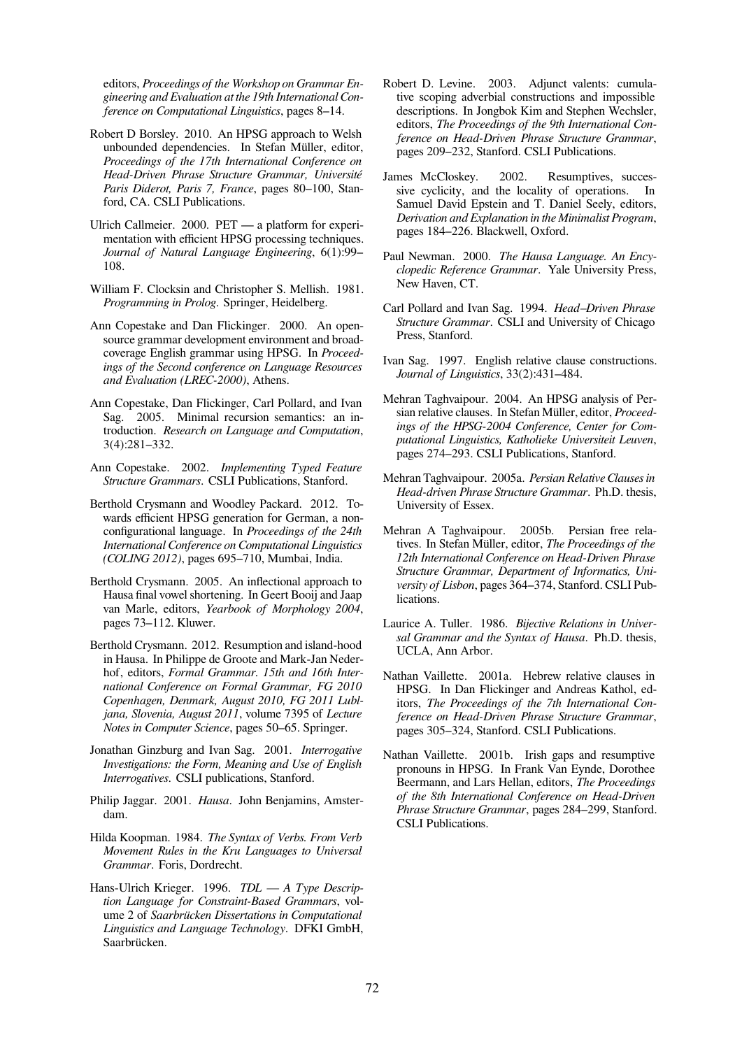editors, *Proceedings of the Workshop on Grammar Engineering and Evaluation at the 19th International Conference on Computational Linguistics*, pages 8–14.

Robert D Borsley. 2010. An HPSG approach to Welsh unbounded dependencies. In Stefan Müller, editor, *Proceedings of the 17th International Conference on Head-Driven Phrase Structure Grammar, Université Paris Diderot, Paris 7, France*, pages 80–100, Stanford, CA. CSLI Publications.

Ulrich Callmeier. 2000. PET — a platform for experimentation with efficient HPSG processing techniques. *Journal of Natural Language Engineering*, 6(1):99–108.

William F. Clocksin and Christopher S. Mellish. 1981. *Programming in Prolog*. Springer, Heidelberg.

Ann Copestake and Dan Flickinger. 2000. An open-source grammar development environment and broad-coverage English grammar using HPSG. In *Proceedings of the Second conference on Language Resources and Evaluation (LREC-2000)*, Athens.

Ann Copestake, Dan Flickinger, Carl Pollard, and Ivan Sag. 2005. Minimal recursion semantics: an introduction. *Research on Language and Computation*, 3(4):281–332.

Ann Copestake. 2002. *Implementing Typed Feature Structure Grammars*. CSLI Publications, Stanford.

Berthold Crysmann and Woodley Packard. 2012. Towards efficient HPSG generation for German, a non-configurational language. In *Proceedings of the 24th International Conference on Computational Linguistics (COLING 2012)*, pages 695–710, Mumbai, India.

Berthold Crysmann. 2005. An inflectional approach to Hausa final vowel shortening. In Geert Booij and Jaap van Marle, editors, *Yearbook of Morphology 2004*, pages 73–112. Kluwer.

Berthold Crysmann. 2012. Resumption and island-hood in Hausa. In Philippe de Groote and Mark-Jan Nederhof, editors, *Formal Grammar. 15th and 16th International Conference on Formal Grammar, FG 2010 Copenhagen, Denmark, August 2010, FG 2011 Ljubljana, Slovenia, August 2011*, volume 7395 of *Lecture Notes in Computer Science*, pages 50–65. Springer.

Jonathan Ginzburg and Ivan Sag. 2001. *Interrogative Investigations: the Form, Meaning and Use of English Interrogatives*. CSLI publications, Stanford.

Philip Jaggar. 2001. *Hausa*. John Benjamins, Amsterdam.

Hilda Koopman. 1984. *The Syntax of Verbs. From Verb Movement Rules in the Kru Languages to Universal Grammar*. Foris, Dordrecht.

Hans-Ulrich Krieger. 1996. *TDL — A Type Description Language for Constraint-Based Grammars*, volume 2 of *Saarbrücken Dissertations in Computational Linguistics and Language Technology*. DFKI GmbH, Saarbrücken.

Robert D. Levine. 2003. Adjunct valents: cumulative scoping adverbial constructions and impossible descriptions. In Jongbok Kim and Stephen Wechsler, editors, *The Proceedings of the 9th International Conference on Head-Driven Phrase Structure Grammar*, pages 209–232, Stanford. CSLI Publications.

James McCloskey. 2002. Resumptives, successive cyclicity, and the locality of operations. In Samuel David Epstein and T. Daniel Seely, editors, *Derivation and Explanation in the Minimalist Program*, pages 184–226. Blackwell, Oxford.

Paul Newman. 2000. *The Hausa Language. An Encyclopedic Reference Grammar*. Yale University Press, New Haven, CT.

Carl Pollard and Ivan Sag. 1994. *Head–Driven Phrase Structure Grammar*. CSLI and University of Chicago Press, Stanford.

Ivan Sag. 1997. English relative clause constructions. *Journal of Linguistics*, 33(2):431–484.

Mehran Taghvaipour. 2004. An HPSG analysis of Persian relative clauses. In Stefan Müller, editor, *Proceedings of the HPSG-2004 Conference, Center for Computational Linguistics, Katholieke Universiteit Leuven*, pages 274–293. CSLI Publications, Stanford.

Mehran Taghvaipour. 2005a. *Persian Relative Clauses in Head-driven Phrase Structure Grammar*. Ph.D. thesis, University of Essex.

Mehran A Taghvaipour. 2005b. Persian free relatives. In Stefan Müller, editor, *The Proceedings of the 12th International Conference on Head-Driven Phrase Structure Grammar, Department of Informatics, University of Lisbon*, pages 364–374, Stanford. CSLI Publications.

Laurice A. Tuller. 1986. *Bijective Relations in Universal Grammar and the Syntax of Hausa*. Ph.D. thesis, UCLA, Ann Arbor.

Nathan Vaillette. 2001a. Hebrew relative clauses in HPSG. In Dan Flickinger and Andreas Kathol, editors, *The Proceedings of the 7th International Conference on Head-Driven Phrase Structure Grammar*, pages 305–324, Stanford. CSLI Publications.

Nathan Vaillette. 2001b. Irish gaps and resumptive pronouns in HPSG. In Frank Van Eynde, Dorothee Beermann, and Lars Hellan, editors, *The Proceedings of the 8th International Conference on Head-Driven Phrase Structure Grammar*, pages 284–299, Stanford. CSLI Publications.